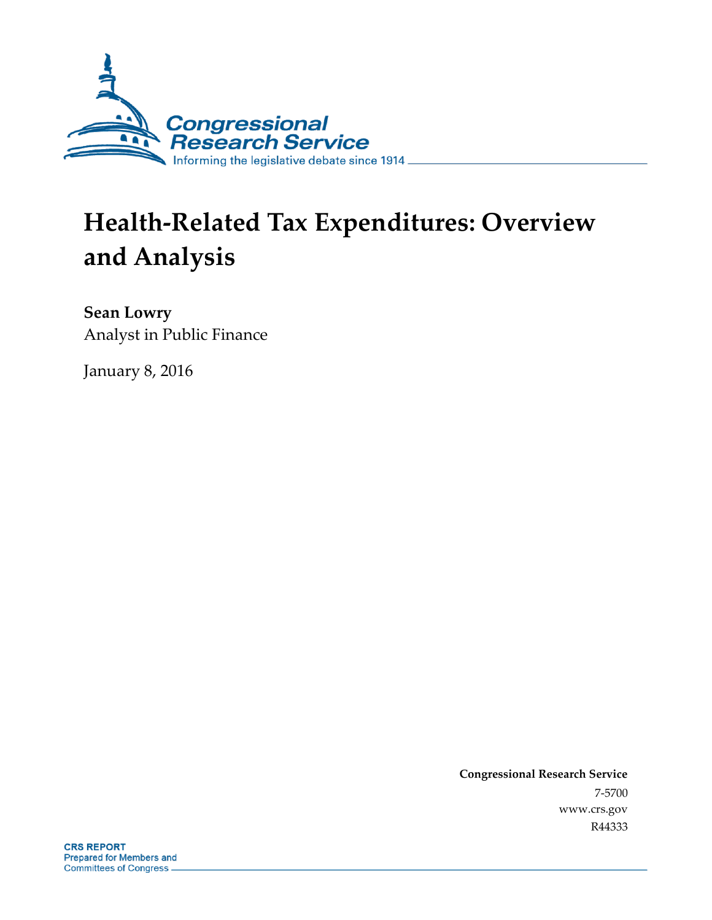Congressional Research Service

Informing the legislative debate since 1914

# Health-Related Tax Expenditures: Overview and Analysis

**Sean Lowry**
Analyst in Public Finance

January 8, 2016

**Congressional Research Service**
7-5700
www.crs.gov
R44333

**CRS REPORT**
Prepared for Members and Committees of Congress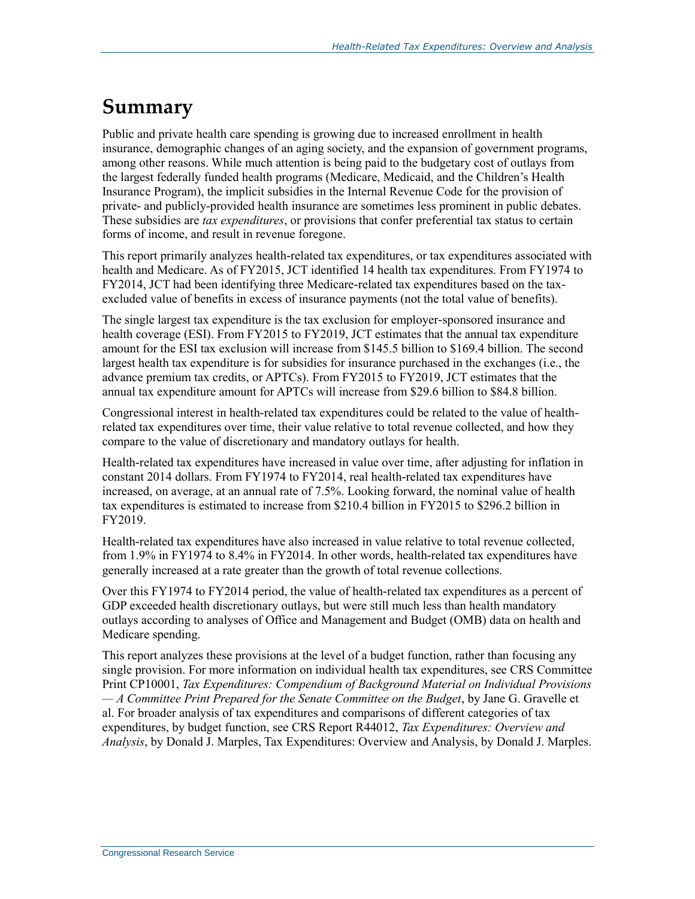# Summary

Public and private health care spending is growing due to increased enrollment in health insurance, demographic changes of an aging society, and the expansion of government programs, among other reasons. While much attention is being paid to the budgetary cost of outlays from the largest federally funded health programs (Medicare, Medicaid, and the Children's Health Insurance Program), the implicit subsidies in the Internal Revenue Code for the provision of private- and publicly-provided health insurance are sometimes less prominent in public debates. These subsidies are *tax expenditures*, or provisions that confer preferential tax status to certain forms of income, and result in revenue foregone.

This report primarily analyzes health-related tax expenditures, or tax expenditures associated with health and Medicare. As of FY2015, JCT identified 14 health tax expenditures. From FY1974 to FY2014, JCT had been identifying three Medicare-related tax expenditures based on the tax-excluded value of benefits in excess of insurance payments (not the total value of benefits).

The single largest tax expenditure is the tax exclusion for employer-sponsored insurance and health coverage (ESI). From FY2015 to FY2019, JCT estimates that the annual tax expenditure amount for the ESI tax exclusion will increase from $145.5 billion to $169.4 billion. The second largest health tax expenditure is for subsidies for insurance purchased in the exchanges (i.e., the advance premium tax credits, or APTCs). From FY2015 to FY2019, JCT estimates that the annual tax expenditure amount for APTCs will increase from $29.6 billion to $84.8 billion.

Congressional interest in health-related tax expenditures could be related to the value of health-related tax expenditures over time, their value relative to total revenue collected, and how they compare to the value of discretionary and mandatory outlays for health.

Health-related tax expenditures have increased in value over time, after adjusting for inflation in constant 2014 dollars. From FY1974 to FY2014, real health-related tax expenditures have increased, on average, at an annual rate of 7.5%. Looking forward, the nominal value of health tax expenditures is estimated to increase from $210.4 billion in FY2015 to $296.2 billion in FY2019.

Health-related tax expenditures have also increased in value relative to total revenue collected, from 1.9% in FY1974 to 8.4% in FY2014. In other words, health-related tax expenditures have generally increased at a rate greater than the growth of total revenue collections.

Over this FY1974 to FY2014 period, the value of health-related tax expenditures as a percent of GDP exceeded health discretionary outlays, but were still much less than health mandatory outlays according to analyses of Office and Management and Budget (OMB) data on health and Medicare spending.

This report analyzes these provisions at the level of a budget function, rather than focusing any single provision. For more information on individual health tax expenditures, see CRS Committee Print CP10001, *Tax Expenditures: Compendium of Background Material on Individual Provisions — A Committee Print Prepared for the Senate Committee on the Budget*, by Jane G. Gravelle et al. For broader analysis of tax expenditures and comparisons of different categories of tax expenditures, by budget function, see CRS Report R44012, *Tax Expenditures: Overview and Analysis*, by Donald J. Marples, Tax Expenditures: Overview and Analysis, by Donald J. Marples.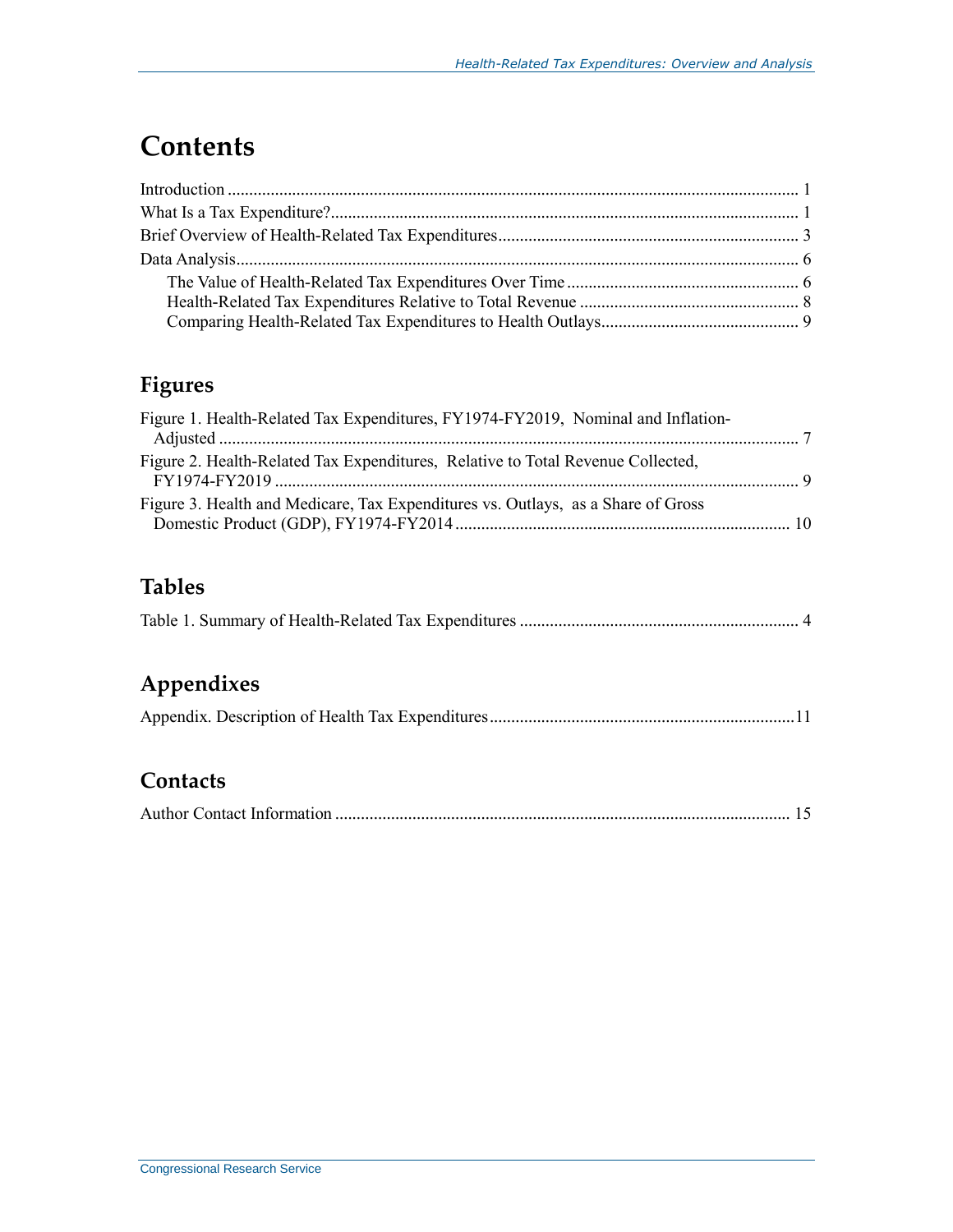# Contents

Introduction ..................................................................................................................... 1

What Is a Tax Expenditure?............................................................................................. 1

Brief Overview of Health-Related Tax Expenditures....................................................................... 3

Data Analysis.................................................................................................................... 6

- The Value of Health-Related Tax Expenditures Over Time ...................................................... 6
- Health-Related Tax Expenditures Relative to Total Revenue ................................................... 8
- Comparing Health-Related Tax Expenditures to Health Outlays............................................. 9

## Figures

Figure 1. Health-Related Tax Expenditures, FY1974-FY2019, Nominal and Inflation-Adjusted ........................................................................................................................ 7

Figure 2. Health-Related Tax Expenditures, Relative to Total Revenue Collected, FY1974-FY2019 ........................................................................................................................ 9

Figure 3. Health and Medicare, Tax Expenditures vs. Outlays, as a Share of Gross Domestic Product (GDP), FY1974-FY2014 ............................................................................ 10

## Tables

Table 1. Summary of Health-Related Tax Expenditures ................................................................ 4

## Appendixes

Appendix. Description of Health Tax Expenditures......................................................................11

## Contacts

Author Contact Information ........................................................................................................ 15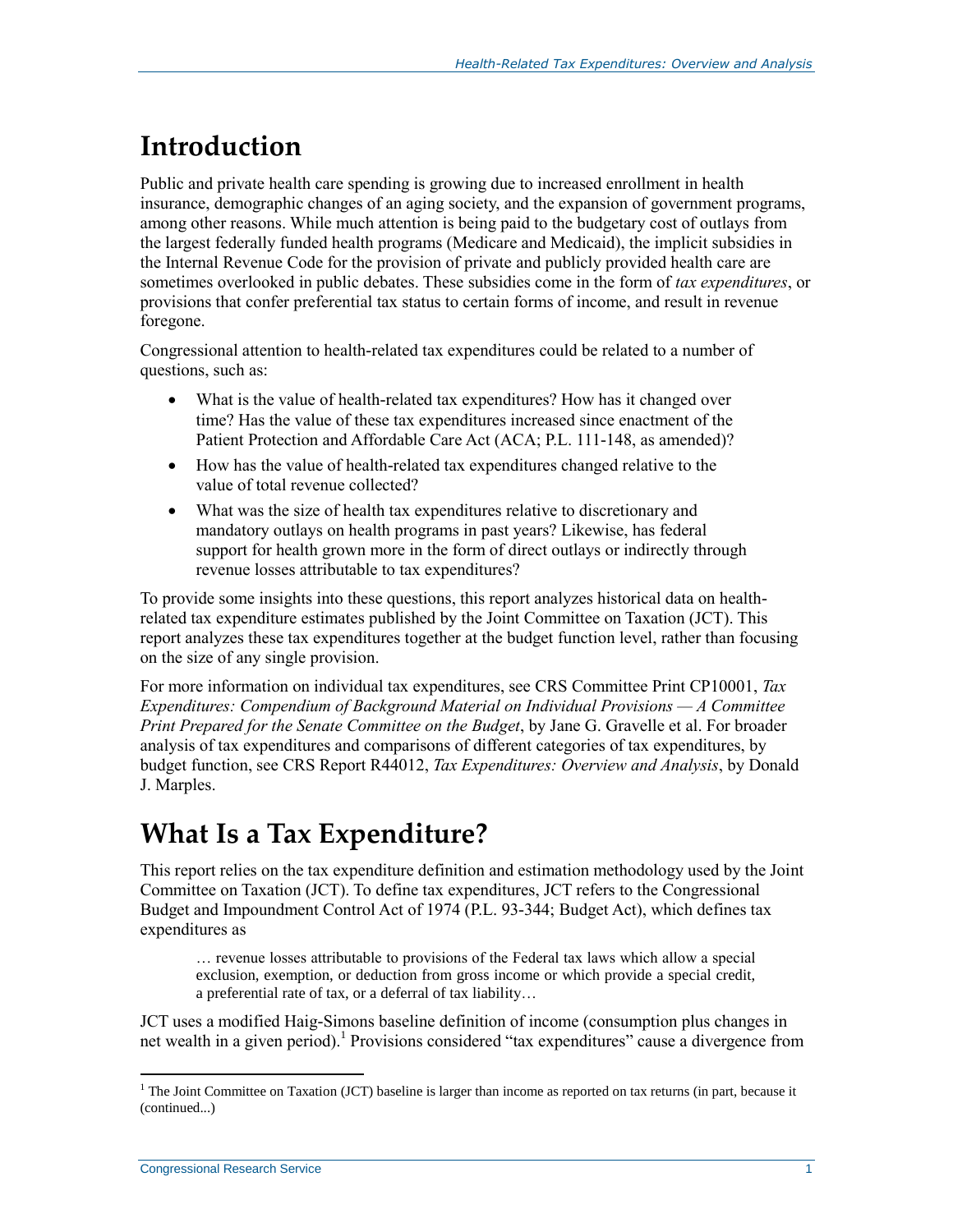# Introduction

Public and private health care spending is growing due to increased enrollment in health insurance, demographic changes of an aging society, and the expansion of government programs, among other reasons. While much attention is being paid to the budgetary cost of outlays from the largest federally funded health programs (Medicare and Medicaid), the implicit subsidies in the Internal Revenue Code for the provision of private and publicly provided health care are sometimes overlooked in public debates. These subsidies come in the form of *tax expenditures*, or provisions that confer preferential tax status to certain forms of income, and result in revenue foregone.

Congressional attention to health-related tax expenditures could be related to a number of questions, such as:

- What is the value of health-related tax expenditures? How has it changed over time? Has the value of these tax expenditures increased since enactment of the Patient Protection and Affordable Care Act (ACA; P.L. 111-148, as amended)?
- How has the value of health-related tax expenditures changed relative to the value of total revenue collected?
- What was the size of health tax expenditures relative to discretionary and mandatory outlays on health programs in past years? Likewise, has federal support for health grown more in the form of direct outlays or indirectly through revenue losses attributable to tax expenditures?

To provide some insights into these questions, this report analyzes historical data on health-related tax expenditure estimates published by the Joint Committee on Taxation (JCT). This report analyzes these tax expenditures together at the budget function level, rather than focusing on the size of any single provision.

For more information on individual tax expenditures, see CRS Committee Print CP10001, *Tax Expenditures: Compendium of Background Material on Individual Provisions — A Committee Print Prepared for the Senate Committee on the Budget*, by Jane G. Gravelle et al. For broader analysis of tax expenditures and comparisons of different categories of tax expenditures, by budget function, see CRS Report R44012, *Tax Expenditures: Overview and Analysis*, by Donald J. Marples.

# What Is a Tax Expenditure?

This report relies on the tax expenditure definition and estimation methodology used by the Joint Committee on Taxation (JCT). To define tax expenditures, JCT refers to the Congressional Budget and Impoundment Control Act of 1974 (P.L. 93-344; Budget Act), which defines tax expenditures as

> … revenue losses attributable to provisions of the Federal tax laws which allow a special exclusion, exemption, or deduction from gross income or which provide a special credit, a preferential rate of tax, or a deferral of tax liability…

JCT uses a modified Haig-Simons baseline definition of income (consumption plus changes in net wealth in a given period).[1] Provisions considered "tax expenditures" cause a divergence from

[1] The Joint Committee on Taxation (JCT) baseline is larger than income as reported on tax returns (in part, because it (continued...)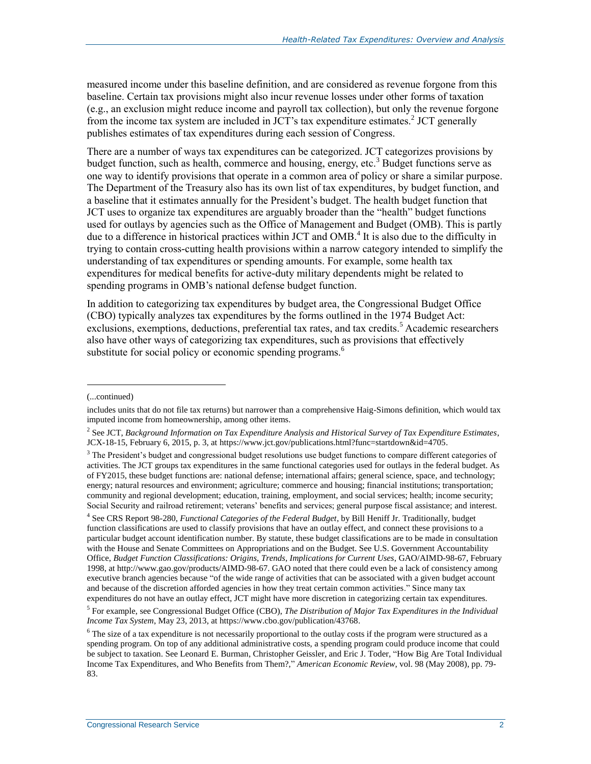measured income under this baseline definition, and are considered as revenue forgone from this baseline. Certain tax provisions might also incur revenue losses under other forms of taxation (e.g., an exclusion might reduce income and payroll tax collection), but only the revenue forgone from the income tax system are included in JCT's tax expenditure estimates.[2] JCT generally publishes estimates of tax expenditures during each session of Congress.

There are a number of ways tax expenditures can be categorized. JCT categorizes provisions by budget function, such as health, commerce and housing, energy, etc.[3] Budget functions serve as one way to identify provisions that operate in a common area of policy or share a similar purpose. The Department of the Treasury also has its own list of tax expenditures, by budget function, and a baseline that it estimates annually for the President's budget. The health budget function that JCT uses to organize tax expenditures are arguably broader than the "health" budget functions used for outlays by agencies such as the Office of Management and Budget (OMB). This is partly due to a difference in historical practices within JCT and OMB.[4] It is also due to the difficulty in trying to contain cross-cutting health provisions within a narrow category intended to simplify the understanding of tax expenditures or spending amounts. For example, some health tax expenditures for medical benefits for active-duty military dependents might be related to spending programs in OMB's national defense budget function.

In addition to categorizing tax expenditures by budget area, the Congressional Budget Office (CBO) typically analyzes tax expenditures by the forms outlined in the 1974 Budget Act: exclusions, exemptions, deductions, preferential tax rates, and tax credits.[5] Academic researchers also have other ways of categorizing tax expenditures, such as provisions that effectively substitute for social policy or economic spending programs.[6]

---

(...continued)

includes units that do not file tax returns) but narrower than a comprehensive Haig-Simons definition, which would tax imputed income from homeownership, among other items.

[2] See JCT, *Background Information on Tax Expenditure Analysis and Historical Survey of Tax Expenditure Estimates*, JCX-18-15, February 6, 2015, p. 3, at https://www.jct.gov/publications.html?func=startdown&id=4705.

[3] The President's budget and congressional budget resolutions use budget functions to compare different categories of activities. The JCT groups tax expenditures in the same functional categories used for outlays in the federal budget. As of FY2015, these budget functions are: national defense; international affairs; general science, space, and technology; energy; natural resources and environment; agriculture; commerce and housing; financial institutions; transportation; community and regional development; education, training, employment, and social services; health; income security; Social Security and railroad retirement; veterans' benefits and services; general purpose fiscal assistance; and interest.

[4] See CRS Report 98-280, *Functional Categories of the Federal Budget*, by Bill Heniff Jr. Traditionally, budget function classifications are used to classify provisions that have an outlay effect, and connect these provisions to a particular budget account identification number. By statute, these budget classifications are to be made in consultation with the House and Senate Committees on Appropriations and on the Budget. See U.S. Government Accountability Office, *Budget Function Classifications: Origins, Trends, Implications for Current Uses*, GAO/AIMD-98-67, February 1998, at http://www.gao.gov/products/AIMD-98-67. GAO noted that there could even be a lack of consistency among executive branch agencies because "of the wide range of activities that can be associated with a given budget account and because of the discretion afforded agencies in how they treat certain common activities." Since many tax expenditures do not have an outlay effect, JCT might have more discretion in categorizing certain tax expenditures.

[5] For example, see Congressional Budget Office (CBO), *The Distribution of Major Tax Expenditures in the Individual Income Tax System*, May 23, 2013, at https://www.cbo.gov/publication/43768.

[6] The size of a tax expenditure is not necessarily proportional to the outlay costs if the program were structured as a spending program. On top of any additional administrative costs, a spending program could produce income that could be subject to taxation. See Leonard E. Burman, Christopher Geissler, and Eric J. Toder, "How Big Are Total Individual Income Tax Expenditures, and Who Benefits from Them?," *American Economic Review*, vol. 98 (May 2008), pp. 79-83.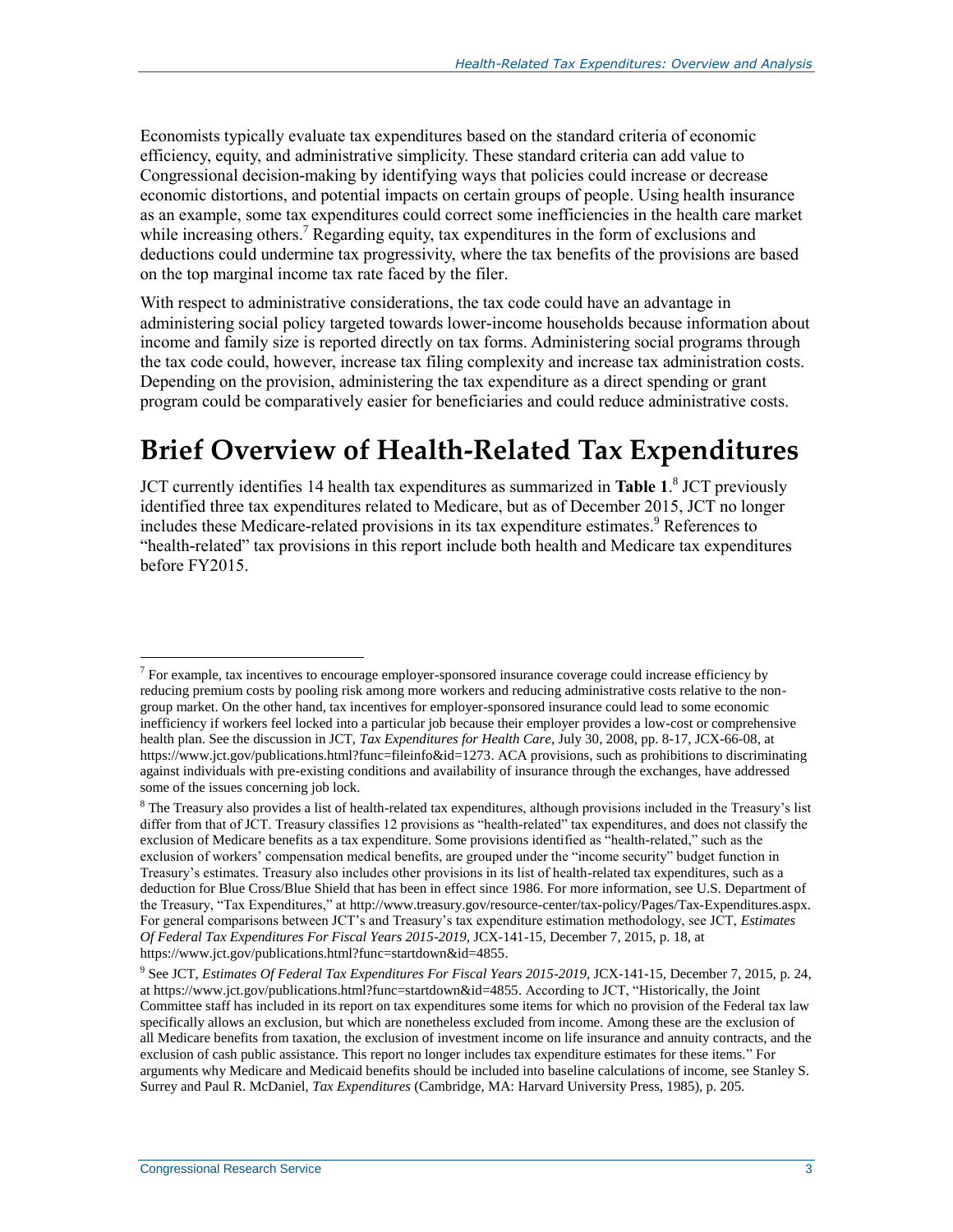Economists typically evaluate tax expenditures based on the standard criteria of economic efficiency, equity, and administrative simplicity. These standard criteria can add value to Congressional decision-making by identifying ways that policies could increase or decrease economic distortions, and potential impacts on certain groups of people. Using health insurance as an example, some tax expenditures could correct some inefficiencies in the health care market while increasing others.[7] Regarding equity, tax expenditures in the form of exclusions and deductions could undermine tax progressivity, where the tax benefits of the provisions are based on the top marginal income tax rate faced by the filer.

With respect to administrative considerations, the tax code could have an advantage in administering social policy targeted towards lower-income households because information about income and family size is reported directly on tax forms. Administering social programs through the tax code could, however, increase tax filing complexity and increase tax administration costs. Depending on the provision, administering the tax expenditure as a direct spending or grant program could be comparatively easier for beneficiaries and could reduce administrative costs.

# Brief Overview of Health-Related Tax Expenditures

JCT currently identifies 14 health tax expenditures as summarized in **Table 1**.[8] JCT previously identified three tax expenditures related to Medicare, but as of December 2015, JCT no longer includes these Medicare-related provisions in its tax expenditure estimates.[9] References to "health-related" tax provisions in this report include both health and Medicare tax expenditures before FY2015.

---

[7] For example, tax incentives to encourage employer-sponsored insurance coverage could increase efficiency by reducing premium costs by pooling risk among more workers and reducing administrative costs relative to the non-group market. On the other hand, tax incentives for employer-sponsored insurance could lead to some economic inefficiency if workers feel locked into a particular job because their employer provides a low-cost or comprehensive health plan. See the discussion in JCT, *Tax Expenditures for Health Care*, July 30, 2008, pp. 8-17, JCX-66-08, at https://www.jct.gov/publications.html?func=fileinfo&id=1273. ACA provisions, such as prohibitions to discriminating against individuals with pre-existing conditions and availability of insurance through the exchanges, have addressed some of the issues concerning job lock.

[8] The Treasury also provides a list of health-related tax expenditures, although provisions included in the Treasury's list differ from that of JCT. Treasury classifies 12 provisions as "health-related" tax expenditures, and does not classify the exclusion of Medicare benefits as a tax expenditure. Some provisions identified as "health-related," such as the exclusion of workers' compensation medical benefits, are grouped under the "income security" budget function in Treasury's estimates. Treasury also includes other provisions in its list of health-related tax expenditures, such as a deduction for Blue Cross/Blue Shield that has been in effect since 1986. For more information, see U.S. Department of the Treasury, "Tax Expenditures," at http://www.treasury.gov/resource-center/tax-policy/Pages/Tax-Expenditures.aspx. For general comparisons between JCT's and Treasury's tax expenditure estimation methodology, see JCT, *Estimates Of Federal Tax Expenditures For Fiscal Years 2015-2019*, JCX-141-15, December 7, 2015, p. 18, at https://www.jct.gov/publications.html?func=startdown&id=4855.

[9] See JCT, *Estimates Of Federal Tax Expenditures For Fiscal Years 2015-2019*, JCX-141-15, December 7, 2015, p. 24, at https://www.jct.gov/publications.html?func=startdown&id=4855. According to JCT, "Historically, the Joint Committee staff has included in its report on tax expenditures some items for which no provision of the Federal tax law specifically allows an exclusion, but which are nonetheless excluded from income. Among these are the exclusion of all Medicare benefits from taxation, the exclusion of investment income on life insurance and annuity contracts, and the exclusion of cash public assistance. This report no longer includes tax expenditure estimates for these items." For arguments why Medicare and Medicaid benefits should be included into baseline calculations of income, see Stanley S. Surrey and Paul R. McDaniel, *Tax Expenditures* (Cambridge, MA: Harvard University Press, 1985), p. 205.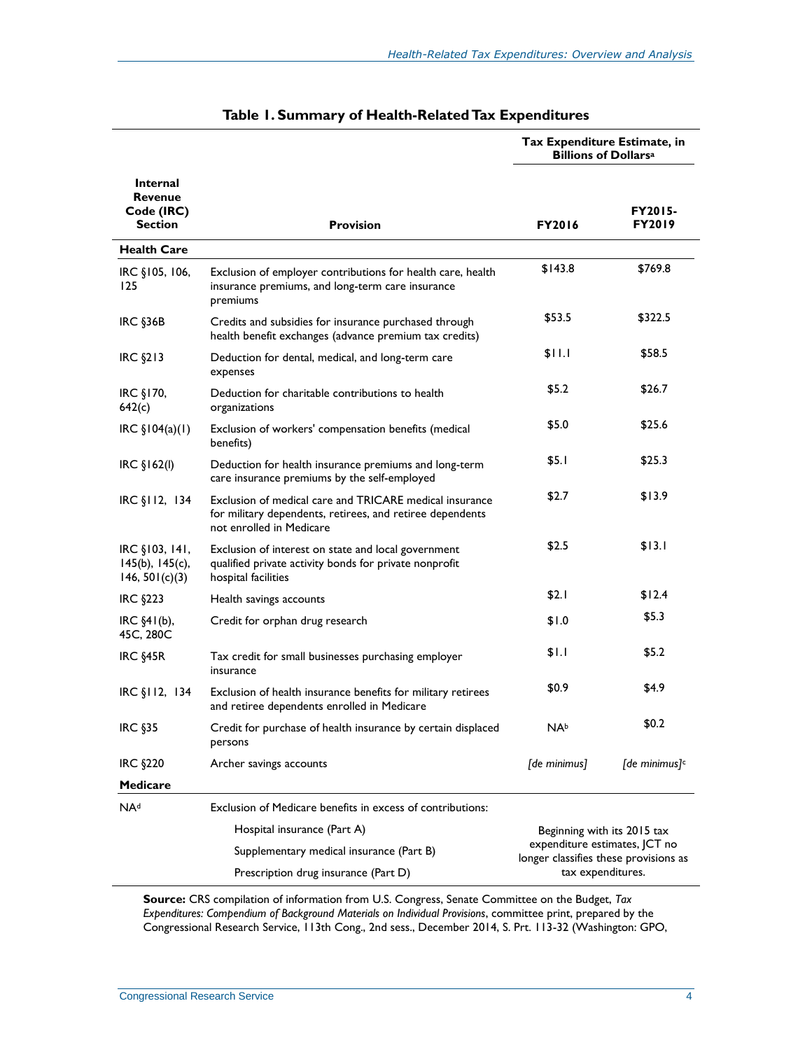**Table 1. Summary of Health-Related Tax Expenditures**

| Internal Revenue Code (IRC) Section | Provision | Tax Expenditure Estimate, in Billions of Dollars[a] | |
|---|---|---|---|
| | | FY2016 | FY2015-FY2019 |
| **Health Care** | | | |
| IRC §105, 106, 125 | Exclusion of employer contributions for health care, health insurance premiums, and long-term care insurance premiums | $143.8 | $769.8 |
| IRC §36B | Credits and subsidies for insurance purchased through health benefit exchanges (advance premium tax credits) | $53.5 | $322.5 |
| IRC §213 | Deduction for dental, medical, and long-term care expenses | $11.1 | $58.5 |
| IRC §170, 642(c) | Deduction for charitable contributions to health organizations | $5.2 | $26.7 |
| IRC §104(a)(1) | Exclusion of workers' compensation benefits (medical benefits) | $5.0 | $25.6 |
| IRC §162(l) | Deduction for health insurance premiums and long-term care insurance premiums by the self-employed | $5.1 | $25.3 |
| IRC §112, 134 | Exclusion of medical care and TRICARE medical insurance for military dependents, retirees, and retiree dependents not enrolled in Medicare | $2.7 | $13.9 |
| IRC §103, 141, 145(b), 145(c), 146, 501(c)(3) | Exclusion of interest on state and local government qualified private activity bonds for private nonprofit hospital facilities | $2.5 | $13.1 |
| IRC §223 | Health savings accounts | $2.1 | $12.4 |
| IRC §41(b), 45C, 280C | Credit for orphan drug research | $1.0 | $5.3 |
| IRC §45R | Tax credit for small businesses purchasing employer insurance | $1.1 | $5.2 |
| IRC §112, 134 | Exclusion of health insurance benefits for military retirees and retiree dependents enrolled in Medicare | $0.9 | $4.9 |
| IRC §35 | Credit for purchase of health insurance by certain displaced persons | NA[b] | $0.2 |
| IRC §220 | Archer savings accounts | *[de minimus]* | *[de minimus]*[c] |
| **Medicare** | | | |
| NA[d] | Exclusion of Medicare benefits in excess of contributions: | | |
| | Hospital insurance (Part A) | Beginning with its 2015 tax expenditure estimates, JCT no longer classifies these provisions as tax expenditures. | |
| | Supplementary medical insurance (Part B) | | |
| | Prescription drug insurance (Part D) | | |

**Source:** CRS compilation of information from U.S. Congress, Senate Committee on the Budget, *Tax Expenditures: Compendium of Background Materials on Individual Provisions*, committee print, prepared by the Congressional Research Service, 113th Cong., 2nd sess., December 2014, S. Prt. 113-32 (Washington: GPO,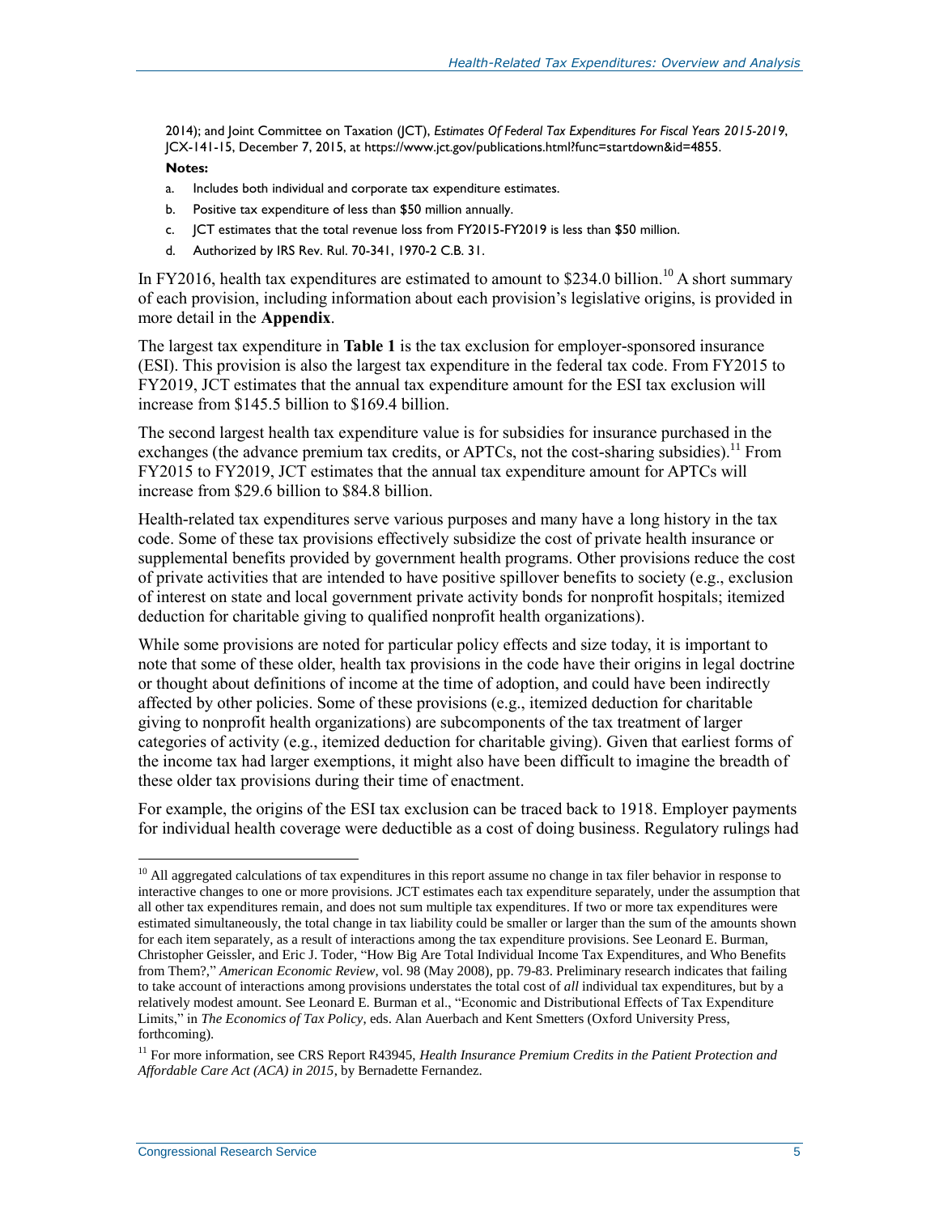2014); and Joint Committee on Taxation (JCT), *Estimates Of Federal Tax Expenditures For Fiscal Years 2015-2019*, JCX-141-15, December 7, 2015, at https://www.jct.gov/publications.html?func=startdown&id=4855.

**Notes:**

a. Includes both individual and corporate tax expenditure estimates.

b. Positive tax expenditure of less than $50 million annually.

c. JCT estimates that the total revenue loss from FY2015-FY2019 is less than $50 million.

d. Authorized by IRS Rev. Rul. 70-341, 1970-2 C.B. 31.

In FY2016, health tax expenditures are estimated to amount to $234.0 billion.[10] A short summary of each provision, including information about each provision's legislative origins, is provided in more detail in the **Appendix**.

The largest tax expenditure in **Table 1** is the tax exclusion for employer-sponsored insurance (ESI). This provision is also the largest tax expenditure in the federal tax code. From FY2015 to FY2019, JCT estimates that the annual tax expenditure amount for the ESI tax exclusion will increase from $145.5 billion to $169.4 billion.

The second largest health tax expenditure value is for subsidies for insurance purchased in the exchanges (the advance premium tax credits, or APTCs, not the cost-sharing subsidies).[11] From FY2015 to FY2019, JCT estimates that the annual tax expenditure amount for APTCs will increase from $29.6 billion to $84.8 billion.

Health-related tax expenditures serve various purposes and many have a long history in the tax code. Some of these tax provisions effectively subsidize the cost of private health insurance or supplemental benefits provided by government health programs. Other provisions reduce the cost of private activities that are intended to have positive spillover benefits to society (e.g., exclusion of interest on state and local government private activity bonds for nonprofit hospitals; itemized deduction for charitable giving to qualified nonprofit health organizations).

While some provisions are noted for particular policy effects and size today, it is important to note that some of these older, health tax provisions in the code have their origins in legal doctrine or thought about definitions of income at the time of adoption, and could have been indirectly affected by other policies. Some of these provisions (e.g., itemized deduction for charitable giving to nonprofit health organizations) are subcomponents of the tax treatment of larger categories of activity (e.g., itemized deduction for charitable giving). Given that earliest forms of the income tax had larger exemptions, it might also have been difficult to imagine the breadth of these older tax provisions during their time of enactment.

For example, the origins of the ESI tax exclusion can be traced back to 1918. Employer payments for individual health coverage were deductible as a cost of doing business. Regulatory rulings had

---

[10] All aggregated calculations of tax expenditures in this report assume no change in tax filer behavior in response to interactive changes to one or more provisions. JCT estimates each tax expenditure separately, under the assumption that all other tax expenditures remain, and does not sum multiple tax expenditures. If two or more tax expenditures were estimated simultaneously, the total change in tax liability could be smaller or larger than the sum of the amounts shown for each item separately, as a result of interactions among the tax expenditure provisions. See Leonard E. Burman, Christopher Geissler, and Eric J. Toder, "How Big Are Total Individual Income Tax Expenditures, and Who Benefits from Them?," *American Economic Review*, vol. 98 (May 2008), pp. 79-83. Preliminary research indicates that failing to take account of interactions among provisions understates the total cost of *all* individual tax expenditures, but by a relatively modest amount. See Leonard E. Burman et al., "Economic and Distributional Effects of Tax Expenditure Limits," in *The Economics of Tax Policy*, eds. Alan Auerbach and Kent Smetters (Oxford University Press, forthcoming).

[11] For more information, see CRS Report R43945, *Health Insurance Premium Credits in the Patient Protection and Affordable Care Act (ACA) in 2015*, by Bernadette Fernandez.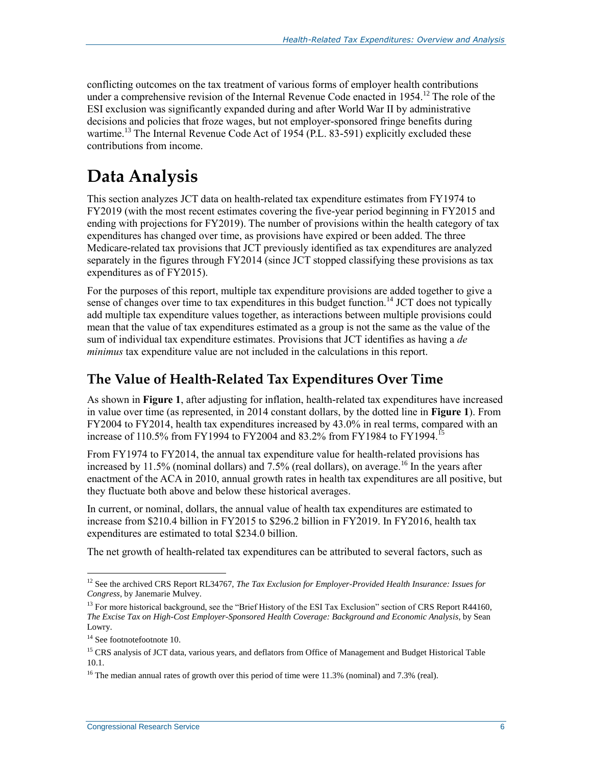conflicting outcomes on the tax treatment of various forms of employer health contributions under a comprehensive revision of the Internal Revenue Code enacted in 1954.[12] The role of the ESI exclusion was significantly expanded during and after World War II by administrative decisions and policies that froze wages, but not employer-sponsored fringe benefits during wartime.[13] The Internal Revenue Code Act of 1954 (P.L. 83-591) explicitly excluded these contributions from income.

# Data Analysis

This section analyzes JCT data on health-related tax expenditure estimates from FY1974 to FY2019 (with the most recent estimates covering the five-year period beginning in FY2015 and ending with projections for FY2019). The number of provisions within the health category of tax expenditures has changed over time, as provisions have expired or been added. The three Medicare-related tax provisions that JCT previously identified as tax expenditures are analyzed separately in the figures through FY2014 (since JCT stopped classifying these provisions as tax expenditures as of FY2015).

For the purposes of this report, multiple tax expenditure provisions are added together to give a sense of changes over time to tax expenditures in this budget function.[14] JCT does not typically add multiple tax expenditure values together, as interactions between multiple provisions could mean that the value of tax expenditures estimated as a group is not the same as the value of the sum of individual tax expenditure estimates. Provisions that JCT identifies as having a *de minimus* tax expenditure value are not included in the calculations in this report.

## The Value of Health-Related Tax Expenditures Over Time

As shown in **Figure 1**, after adjusting for inflation, health-related tax expenditures have increased in value over time (as represented, in 2014 constant dollars, by the dotted line in **Figure 1**). From FY2004 to FY2014, health tax expenditures increased by 43.0% in real terms, compared with an increase of 110.5% from FY1994 to FY2004 and 83.2% from FY1984 to FY1994.[15]

From FY1974 to FY2014, the annual tax expenditure value for health-related provisions has increased by 11.5% (nominal dollars) and 7.5% (real dollars), on average.[16] In the years after enactment of the ACA in 2010, annual growth rates in health tax expenditures are all positive, but they fluctuate both above and below these historical averages.

In current, or nominal, dollars, the annual value of health tax expenditures are estimated to increase from $210.4 billion in FY2015 to $296.2 billion in FY2019. In FY2016, health tax expenditures are estimated to total $234.0 billion.

The net growth of health-related tax expenditures can be attributed to several factors, such as

---

[12] See the archived CRS Report RL34767, *The Tax Exclusion for Employer-Provided Health Insurance: Issues for Congress*, by Janemarie Mulvey.

[13] For more historical background, see the "Brief History of the ESI Tax Exclusion" section of CRS Report R44160, *The Excise Tax on High-Cost Employer-Sponsored Health Coverage: Background and Economic Analysis*, by Sean Lowry.

[14] See footnotefootnote 10.

[15] CRS analysis of JCT data, various years, and deflators from Office of Management and Budget Historical Table 10.1.

[16] The median annual rates of growth over this period of time were 11.3% (nominal) and 7.3% (real).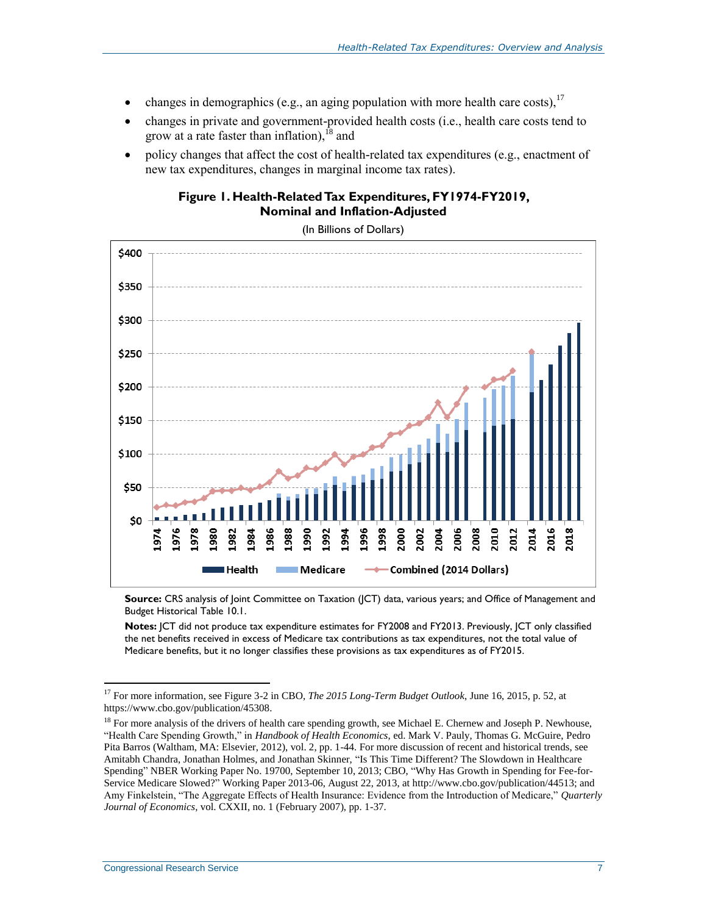- changes in demographics (e.g., an aging population with more health care costs),[17]
- changes in private and government-provided health costs (i.e., health care costs tend to grow at a rate faster than inflation),[18] and
- policy changes that affect the cost of health-related tax expenditures (e.g., enactment of new tax expenditures, changes in marginal income tax rates).

**Figure 1. Health-Related Tax Expenditures, FY1974-FY2019, Nominal and Inflation-Adjusted**

(In Billions of Dollars)

**Source:** CRS analysis of Joint Committee on Taxation (JCT) data, various years; and Office of Management and Budget Historical Table 10.1.

**Notes:** JCT did not produce tax expenditure estimates for FY2008 and FY2013. Previously, JCT only classified the net benefits received in excess of Medicare tax contributions as tax expenditures, not the total value of Medicare benefits, but it no longer classifies these provisions as tax expenditures as of FY2015.

[17] For more information, see Figure 3-2 in CBO, *The 2015 Long-Term Budget Outlook*, June 16, 2015, p. 52, at https://www.cbo.gov/publication/45308.

[18] For more analysis of the drivers of health care spending growth, see Michael E. Chernew and Joseph P. Newhouse, "Health Care Spending Growth," in *Handbook of Health Economics*, ed. Mark V. Pauly, Thomas G. McGuire, Pedro Pita Barros (Waltham, MA: Elsevier, 2012), vol. 2, pp. 1-44. For more discussion of recent and historical trends, see Amitabh Chandra, Jonathan Holmes, and Jonathan Skinner, "Is This Time Different? The Slowdown in Healthcare Spending" NBER Working Paper No. 19700, September 10, 2013; CBO, "Why Has Growth in Spending for Fee-for-Service Medicare Slowed?" Working Paper 2013-06, August 22, 2013, at http://www.cbo.gov/publication/44513; and Amy Finkelstein, "The Aggregate Effects of Health Insurance: Evidence from the Introduction of Medicare," *Quarterly Journal of Economics*, vol. CXXII, no. 1 (February 2007), pp. 1-37.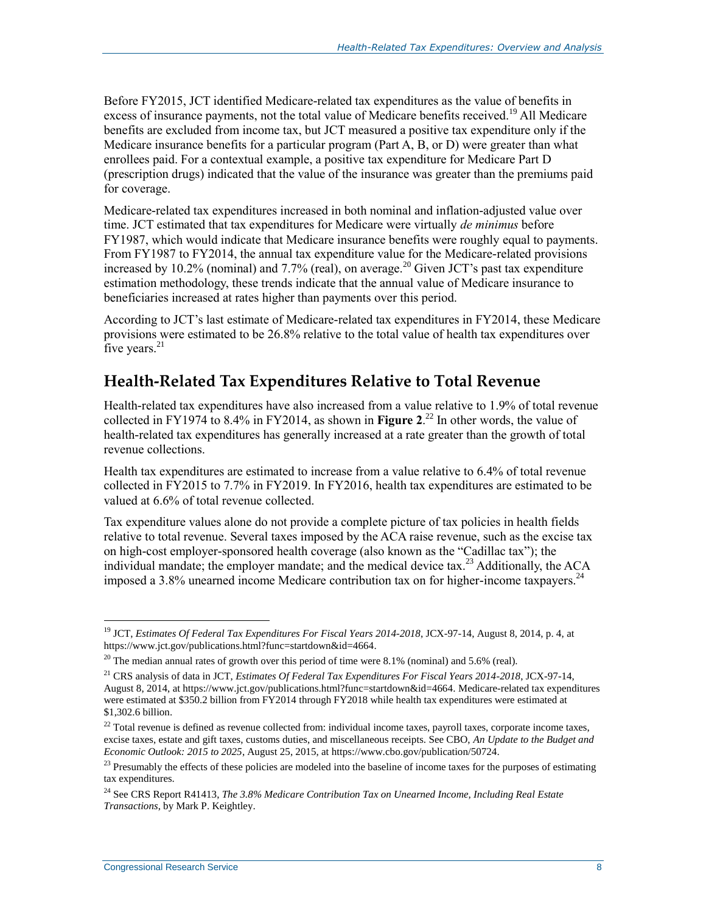Before FY2015, JCT identified Medicare-related tax expenditures as the value of benefits in excess of insurance payments, not the total value of Medicare benefits received.[19] All Medicare benefits are excluded from income tax, but JCT measured a positive tax expenditure only if the Medicare insurance benefits for a particular program (Part A, B, or D) were greater than what enrollees paid. For a contextual example, a positive tax expenditure for Medicare Part D (prescription drugs) indicated that the value of the insurance was greater than the premiums paid for coverage.

Medicare-related tax expenditures increased in both nominal and inflation-adjusted value over time. JCT estimated that tax expenditures for Medicare were virtually *de minimus* before FY1987, which would indicate that Medicare insurance benefits were roughly equal to payments. From FY1987 to FY2014, the annual tax expenditure value for the Medicare-related provisions increased by 10.2% (nominal) and 7.7% (real), on average.[20] Given JCT's past tax expenditure estimation methodology, these trends indicate that the annual value of Medicare insurance to beneficiaries increased at rates higher than payments over this period.

According to JCT's last estimate of Medicare-related tax expenditures in FY2014, these Medicare provisions were estimated to be 26.8% relative to the total value of health tax expenditures over five years.[21]

## Health-Related Tax Expenditures Relative to Total Revenue

Health-related tax expenditures have also increased from a value relative to 1.9% of total revenue collected in FY1974 to 8.4% in FY2014, as shown in **Figure 2**.[22] In other words, the value of health-related tax expenditures has generally increased at a rate greater than the growth of total revenue collections.

Health tax expenditures are estimated to increase from a value relative to 6.4% of total revenue collected in FY2015 to 7.7% in FY2019. In FY2016, health tax expenditures are estimated to be valued at 6.6% of total revenue collected.

Tax expenditure values alone do not provide a complete picture of tax policies in health fields relative to total revenue. Several taxes imposed by the ACA raise revenue, such as the excise tax on high-cost employer-sponsored health coverage (also known as the "Cadillac tax"); the individual mandate; the employer mandate; and the medical device tax.[23] Additionally, the ACA imposed a 3.8% unearned income Medicare contribution tax on for higher-income taxpayers.[24]

---

[19] JCT, *Estimates Of Federal Tax Expenditures For Fiscal Years 2014-2018*, JCX-97-14, August 8, 2014, p. 4, at https://www.jct.gov/publications.html?func=startdown&id=4664.

[20] The median annual rates of growth over this period of time were 8.1% (nominal) and 5.6% (real).

[21] CRS analysis of data in JCT, *Estimates Of Federal Tax Expenditures For Fiscal Years 2014-2018*, JCX-97-14, August 8, 2014, at https://www.jct.gov/publications.html?func=startdown&id=4664. Medicare-related tax expenditures were estimated at $350.2 billion from FY2014 through FY2018 while health tax expenditures were estimated at $1,302.6 billion.

[22] Total revenue is defined as revenue collected from: individual income taxes, payroll taxes, corporate income taxes, excise taxes, estate and gift taxes, customs duties, and miscellaneous receipts. See CBO, *An Update to the Budget and Economic Outlook: 2015 to 2025*, August 25, 2015, at https://www.cbo.gov/publication/50724.

[23] Presumably the effects of these policies are modeled into the baseline of income taxes for the purposes of estimating tax expenditures.

[24] See CRS Report R41413, *The 3.8% Medicare Contribution Tax on Unearned Income, Including Real Estate Transactions*, by Mark P. Keightley.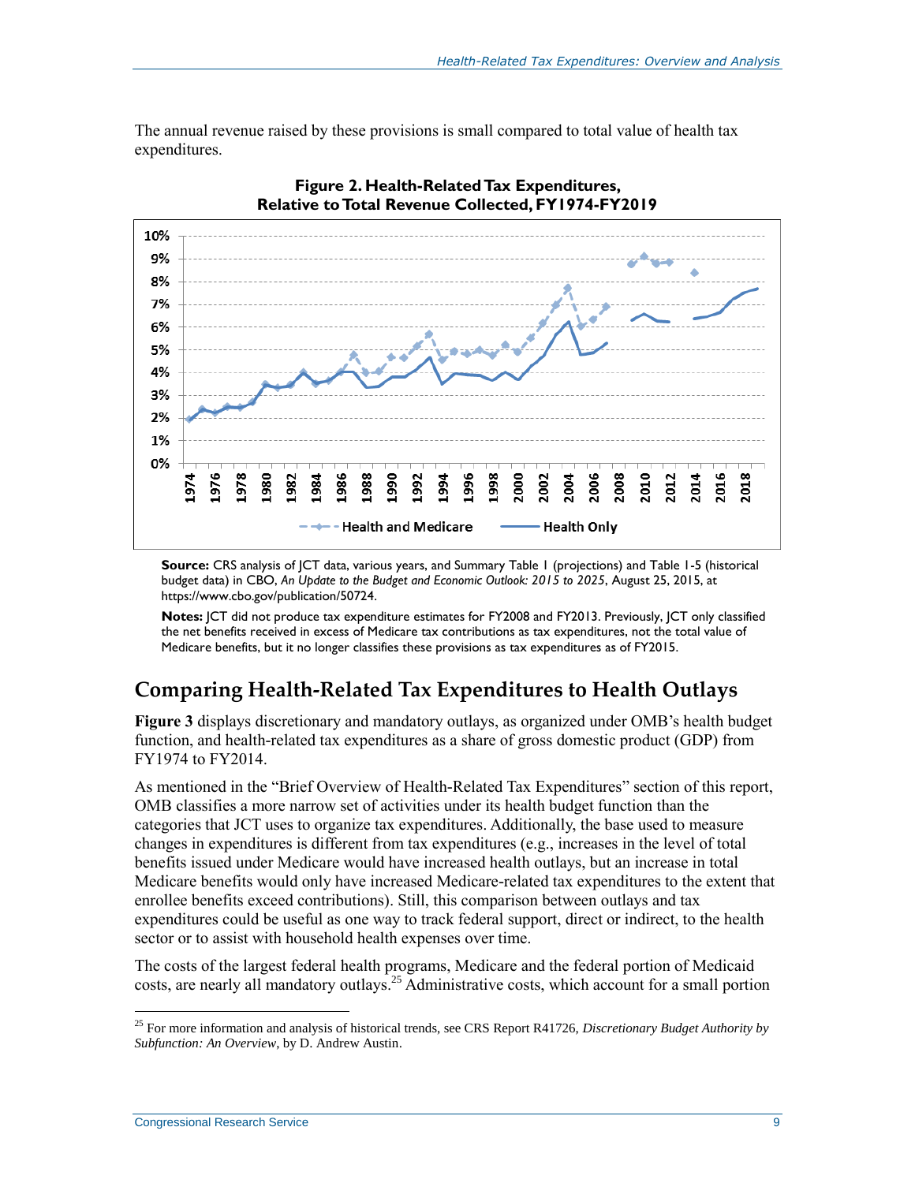The annual revenue raised by these provisions is small compared to total value of health tax expenditures.

**Figure 2. Health-Related Tax Expenditures, Relative to Total Revenue Collected, FY1974-FY2019**

**Source:** CRS analysis of JCT data, various years, and Summary Table 1 (projections) and Table 1-5 (historical budget data) in CBO, *An Update to the Budget and Economic Outlook: 2015 to 2025*, August 25, 2015, at https://www.cbo.gov/publication/50724.

**Notes:** JCT did not produce tax expenditure estimates for FY2008 and FY2013. Previously, JCT only classified the net benefits received in excess of Medicare tax contributions as tax expenditures, not the total value of Medicare benefits, but it no longer classifies these provisions as tax expenditures as of FY2015.

## Comparing Health-Related Tax Expenditures to Health Outlays

**Figure 3** displays discretionary and mandatory outlays, as organized under OMB's health budget function, and health-related tax expenditures as a share of gross domestic product (GDP) from FY1974 to FY2014.

As mentioned in the "Brief Overview of Health-Related Tax Expenditures" section of this report, OMB classifies a more narrow set of activities under its health budget function than the categories that JCT uses to organize tax expenditures. Additionally, the base used to measure changes in expenditures is different from tax expenditures (e.g., increases in the level of total benefits issued under Medicare would have increased health outlays, but an increase in total Medicare benefits would only have increased Medicare-related tax expenditures to the extent that enrollee benefits exceed contributions). Still, this comparison between outlays and tax expenditures could be useful as one way to track federal support, direct or indirect, to the health sector or to assist with household health expenses over time.

The costs of the largest federal health programs, Medicare and the federal portion of Medicaid costs, are nearly all mandatory outlays.[25] Administrative costs, which account for a small portion

[25] For more information and analysis of historical trends, see CRS Report R41726, *Discretionary Budget Authority by Subfunction: An Overview*, by D. Andrew Austin.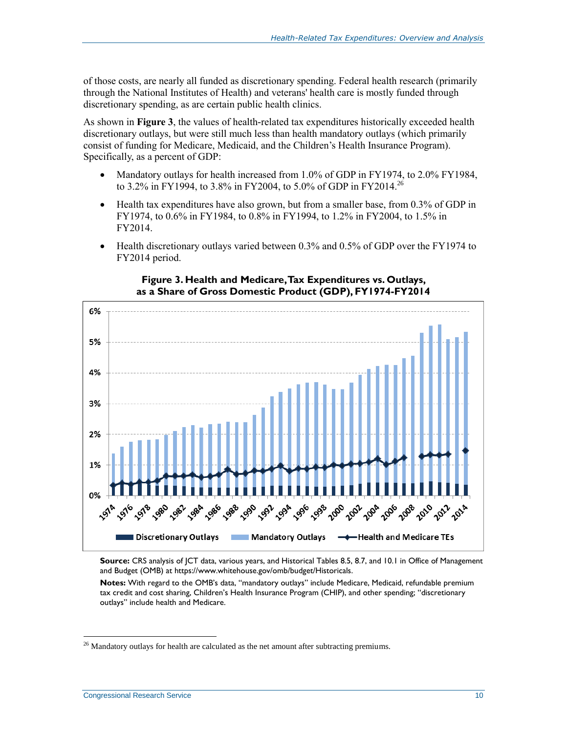of those costs, are nearly all funded as discretionary spending. Federal health research (primarily through the National Institutes of Health) and veterans' health care is mostly funded through discretionary spending, as are certain public health clinics.

As shown in **Figure 3**, the values of health-related tax expenditures historically exceeded health discretionary outlays, but were still much less than health mandatory outlays (which primarily consist of funding for Medicare, Medicaid, and the Children's Health Insurance Program). Specifically, as a percent of GDP:

- Mandatory outlays for health increased from 1.0% of GDP in FY1974, to 2.0% FY1984, to 3.2% in FY1994, to 3.8% in FY2004, to 5.0% of GDP in FY2014.[26]
- Health tax expenditures have also grown, but from a smaller base, from 0.3% of GDP in FY1974, to 0.6% in FY1984, to 0.8% in FY1994, to 1.2% in FY2004, to 1.5% in FY2014.
- Health discretionary outlays varied between 0.3% and 0.5% of GDP over the FY1974 to FY2014 period.

**Figure 3. Health and Medicare, Tax Expenditures vs. Outlays, as a Share of Gross Domestic Product (GDP), FY1974-FY2014**

**Source:** CRS analysis of JCT data, various years, and Historical Tables 8.5, 8.7, and 10.1 in Office of Management and Budget (OMB) at https://www.whitehouse.gov/omb/budget/Historicals.

**Notes:** With regard to the OMB's data, "mandatory outlays" include Medicare, Medicaid, refundable premium tax credit and cost sharing, Children's Health Insurance Program (CHIP), and other spending; "discretionary outlays" include health and Medicare.

[26] Mandatory outlays for health are calculated as the net amount after subtracting premiums.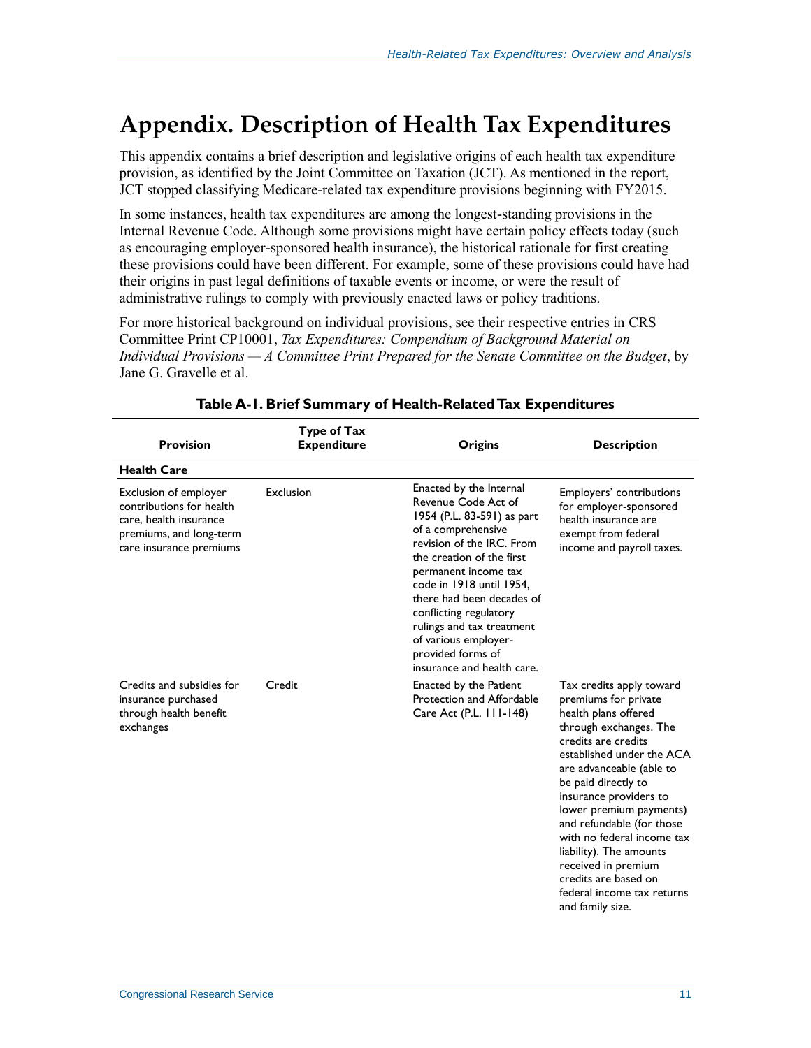# Appendix. Description of Health Tax Expenditures

This appendix contains a brief description and legislative origins of each health tax expenditure provision, as identified by the Joint Committee on Taxation (JCT). As mentioned in the report, JCT stopped classifying Medicare-related tax expenditure provisions beginning with FY2015.

In some instances, health tax expenditures are among the longest-standing provisions in the Internal Revenue Code. Although some provisions might have certain policy effects today (such as encouraging employer-sponsored health insurance), the historical rationale for first creating these provisions could have been different. For example, some of these provisions could have had their origins in past legal definitions of taxable events or income, or were the result of administrative rulings to comply with previously enacted laws or policy traditions.

For more historical background on individual provisions, see their respective entries in CRS Committee Print CP10001, *Tax Expenditures: Compendium of Background Material on Individual Provisions — A Committee Print Prepared for the Senate Committee on the Budget*, by Jane G. Gravelle et al.

**Table A-1. Brief Summary of Health-Related Tax Expenditures**

| Provision | Type of Tax Expenditure | Origins | Description |
|---|---|---|---|
| **Health Care** | | | |
| Exclusion of employer contributions for health care, health insurance premiums, and long-term care insurance premiums | Exclusion | Enacted by the Internal Revenue Code Act of 1954 (P.L. 83-591) as part of a comprehensive revision of the IRC. From the creation of the first permanent income tax code in 1918 until 1954, there had been decades of conflicting regulatory rulings and tax treatment of various employer-provided forms of insurance and health care. | Employers' contributions for employer-sponsored health insurance are exempt from federal income and payroll taxes. |
| Credits and subsidies for insurance purchased through health benefit exchanges | Credit | Enacted by the Patient Protection and Affordable Care Act (P.L. 111-148) | Tax credits apply toward premiums for private health plans offered through exchanges. The credits are credits established under the ACA are advanceable (able to be paid directly to insurance providers to lower premium payments) and refundable (for those with no federal income tax liability). The amounts received in premium credits are based on federal income tax returns and family size. |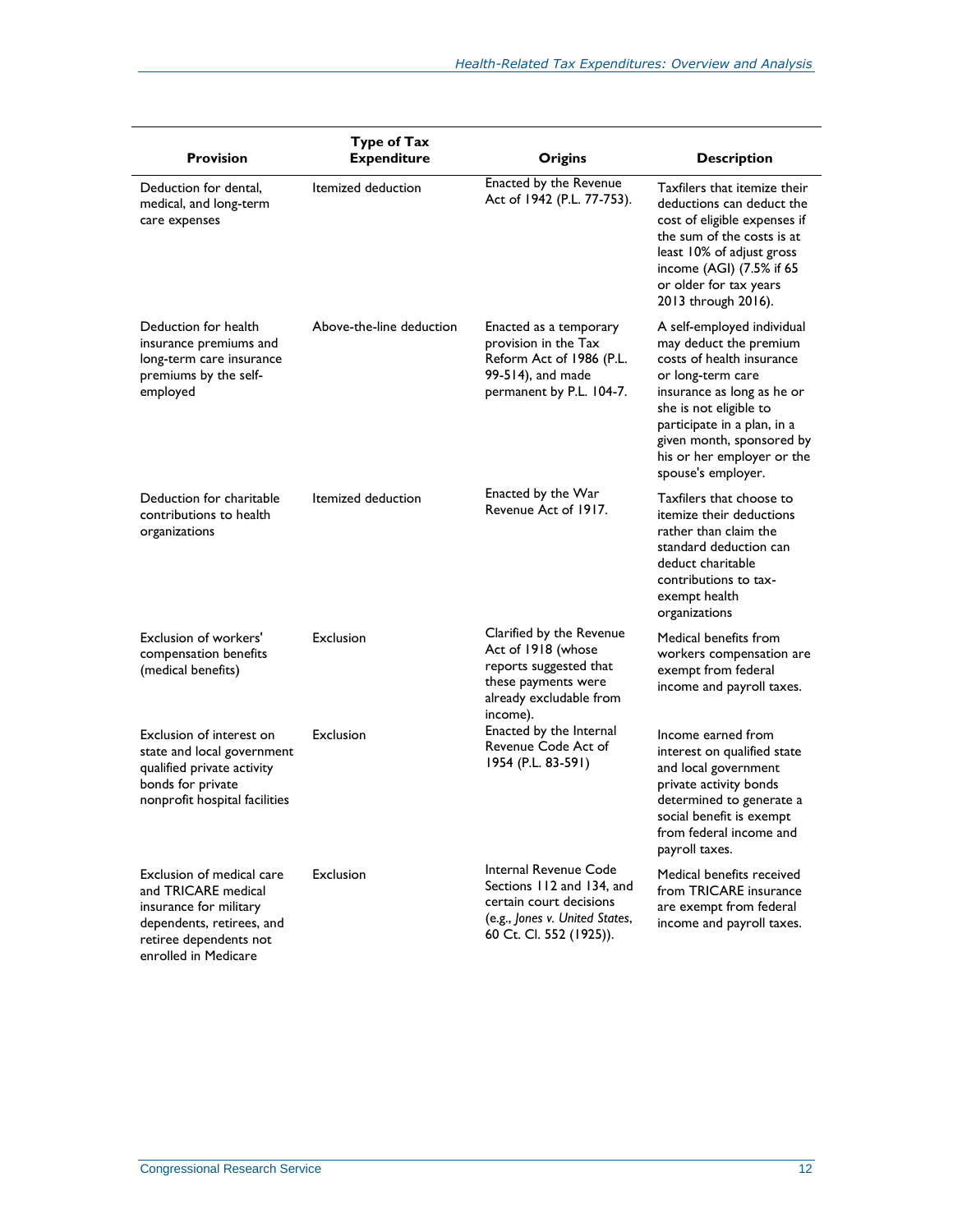| Provision | Type of Tax Expenditure | Origins | Description |
| --- | --- | --- | --- |
| Deduction for dental, medical, and long-term care expenses | Itemized deduction | Enacted by the Revenue Act of 1942 (P.L. 77-753). | Taxfilers that itemize their deductions can deduct the cost of eligible expenses if the sum of the costs is at least 10% of adjust gross income (AGI) (7.5% if 65 or older for tax years 2013 through 2016). |
| Deduction for health insurance premiums and long-term care insurance premiums by the self-employed | Above-the-line deduction | Enacted as a temporary provision in the Tax Reform Act of 1986 (P.L. 99-514), and made permanent by P.L. 104-7. | A self-employed individual may deduct the premium costs of health insurance or long-term care insurance as long as he or she is not eligible to participate in a plan, in a given month, sponsored by his or her employer or the spouse's employer. |
| Deduction for charitable contributions to health organizations | Itemized deduction | Enacted by the War Revenue Act of 1917. | Taxfilers that choose to itemize their deductions rather than claim the standard deduction can deduct charitable contributions to tax-exempt health organizations |
| Exclusion of workers' compensation benefits (medical benefits) | Exclusion | Clarified by the Revenue Act of 1918 (whose reports suggested that these payments were already excludable from income). | Medical benefits from workers compensation are exempt from federal income and payroll taxes. |
| Exclusion of interest on state and local government qualified private activity bonds for private nonprofit hospital facilities | Exclusion | Enacted by the Internal Revenue Code Act of 1954 (P.L. 83-591) | Income earned from interest on qualified state and local government private activity bonds determined to generate a social benefit is exempt from federal income and payroll taxes. |
| Exclusion of medical care and TRICARE medical insurance for military dependents, retirees, and retiree dependents not enrolled in Medicare | Exclusion | Internal Revenue Code Sections 112 and 134, and certain court decisions (e.g., *Jones v. United States*, 60 Ct. Cl. 552 (1925)). | Medical benefits received from TRICARE insurance are exempt from federal income and payroll taxes. |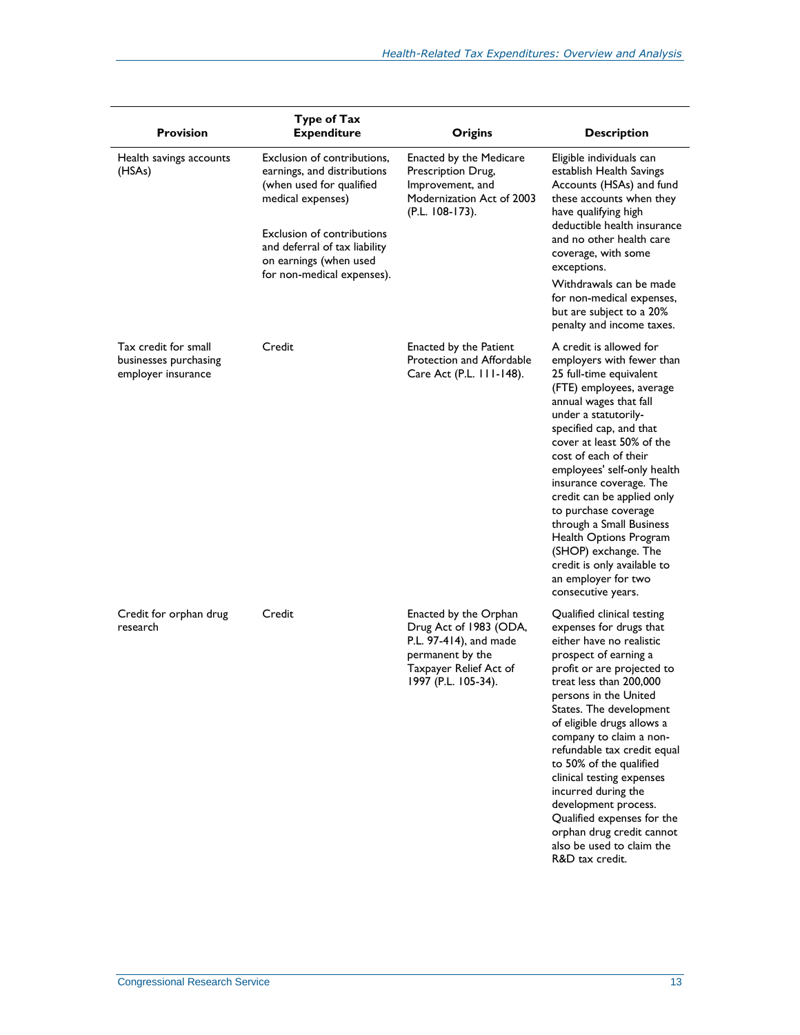| Provision | Type of Tax Expenditure | Origins | Description |
|---|---|---|---|
| Health savings accounts (HSAs) | Exclusion of contributions, earnings, and distributions (when used for qualified medical expenses)<br><br>Exclusion of contributions and deferral of tax liability on earnings (when used for non-medical expenses). | Enacted by the Medicare Prescription Drug, Improvement, and Modernization Act of 2003 (P.L. 108-173). | Eligible individuals can establish Health Savings Accounts (HSAs) and fund these accounts when they have qualifying high deductible health insurance and no other health care coverage, with some exceptions.<br><br>Withdrawals can be made for non-medical expenses, but are subject to a 20% penalty and income taxes. |
| Tax credit for small businesses purchasing employer insurance | Credit | Enacted by the Patient Protection and Affordable Care Act (P.L. 111-148). | A credit is allowed for employers with fewer than 25 full-time equivalent (FTE) employees, average annual wages that fall under a statutorily-specified cap, and that cover at least 50% of the cost of each of their employees' self-only health insurance coverage. The credit can be applied only to purchase coverage through a Small Business Health Options Program (SHOP) exchange. The credit is only available to an employer for two consecutive years. |
| Credit for orphan drug research | Credit | Enacted by the Orphan Drug Act of 1983 (ODA, P.L. 97-414), and made permanent by the Taxpayer Relief Act of 1997 (P.L. 105-34). | Qualified clinical testing expenses for drugs that either have no realistic prospect of earning a profit or are projected to treat less than 200,000 persons in the United States. The development of eligible drugs allows a company to claim a non-refundable tax credit equal to 50% of the qualified clinical testing expenses incurred during the development process. Qualified expenses for the orphan drug credit cannot also be used to claim the R&D tax credit. |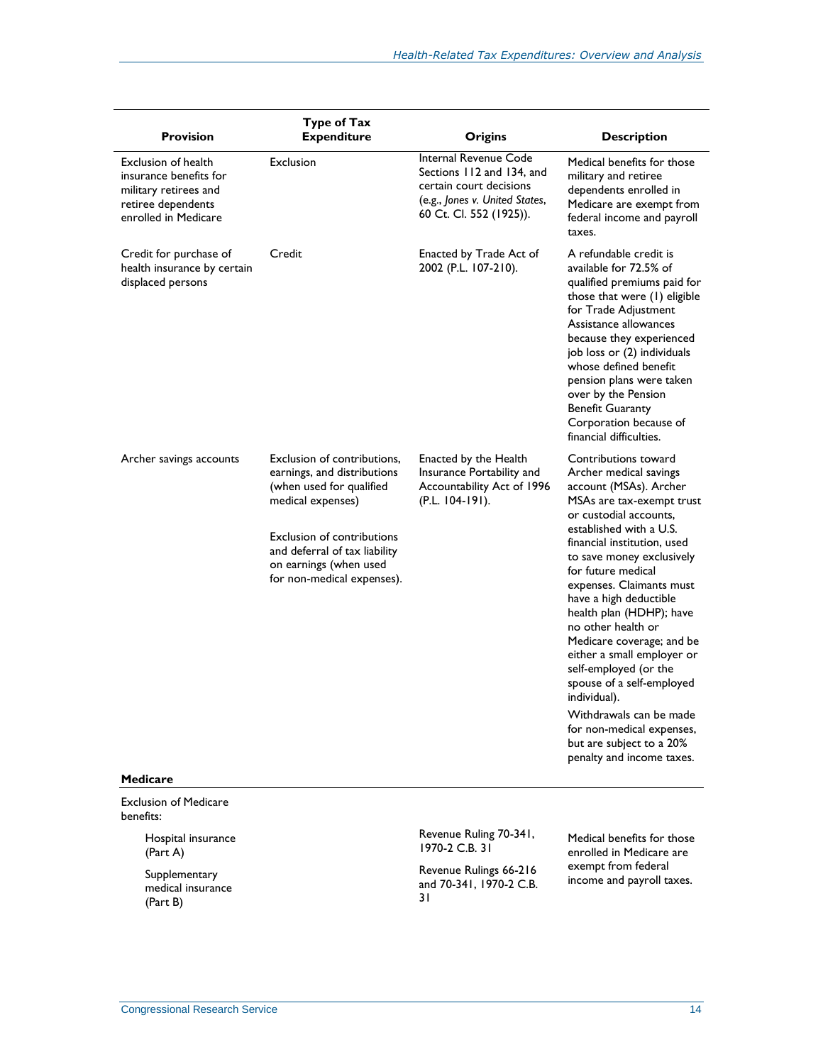| Provision | Type of Tax Expenditure | Origins | Description |
|---|---|---|---|
| Exclusion of health insurance benefits for military retirees and retiree dependents enrolled in Medicare | Exclusion | Internal Revenue Code Sections 112 and 134, and certain court decisions (e.g., *Jones v. United States*, 60 Ct. Cl. 552 (1925)). | Medical benefits for those military and retiree dependents enrolled in Medicare are exempt from federal income and payroll taxes. |
| Credit for purchase of health insurance by certain displaced persons | Credit | Enacted by Trade Act of 2002 (P.L. 107-210). | A refundable credit is available for 72.5% of qualified premiums paid for those that were (1) eligible for Trade Adjustment Assistance allowances because they experienced job loss or (2) individuals whose defined benefit pension plans were taken over by the Pension Benefit Guaranty Corporation because of financial difficulties. |
| Archer savings accounts | Exclusion of contributions, earnings, and distributions (when used for qualified medical expenses)<br><br>Exclusion of contributions and deferral of tax liability on earnings (when used for non-medical expenses). | Enacted by the Health Insurance Portability and Accountability Act of 1996 (P.L. 104-191). | Contributions toward Archer medical savings account (MSAs). Archer MSAs are tax-exempt trust or custodial accounts, established with a U.S. financial institution, used to save money exclusively for future medical expenses. Claimants must have a high deductible health plan (HDHP); have no other health or Medicare coverage; and be either a small employer or self-employed (or the spouse of a self-employed individual).<br><br>Withdrawals can be made for non-medical expenses, but are subject to a 20% penalty and income taxes. |
| **Medicare** | | | |
| Exclusion of Medicare benefits: | | | |
| Hospital insurance (Part A) | | Revenue Ruling 70-341, 1970-2 C.B. 31 | Medical benefits for those enrolled in Medicare are exempt from federal income and payroll taxes. |
| Supplementary medical insurance (Part B) | | Revenue Rulings 66-216 and 70-341, 1970-2 C.B. 31 | |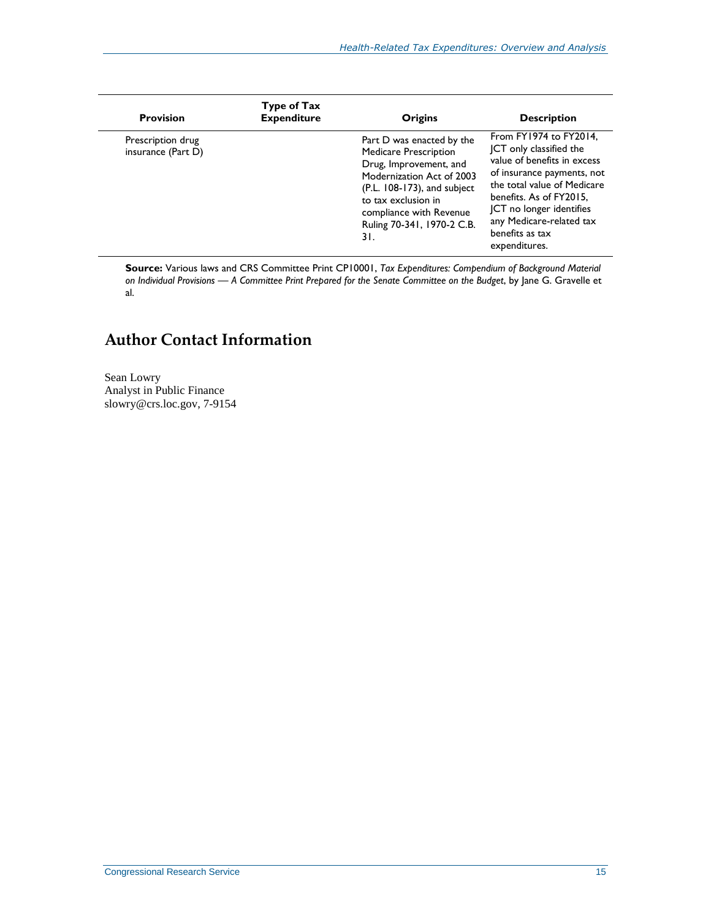| Provision | Type of Tax Expenditure | Origins | Description |
| --- | --- | --- | --- |
| Prescription drug insurance (Part D) | | Part D was enacted by the Medicare Prescription Drug, Improvement, and Modernization Act of 2003 (P.L. 108-173), and subject to tax exclusion in compliance with Revenue Ruling 70-341, 1970-2 C.B. 31. | From FY1974 to FY2014, JCT only classified the value of benefits in excess of insurance payments, not the total value of Medicare benefits. As of FY2015, JCT no longer identifies any Medicare-related tax benefits as tax expenditures. |

**Source:** Various laws and CRS Committee Print CP10001, *Tax Expenditures: Compendium of Background Material on Individual Provisions — A Committee Print Prepared for the Senate Committee on the Budget*, by Jane G. Gravelle et al.

## Author Contact Information

Sean Lowry
Analyst in Public Finance
slowry@crs.loc.gov, 7-9154